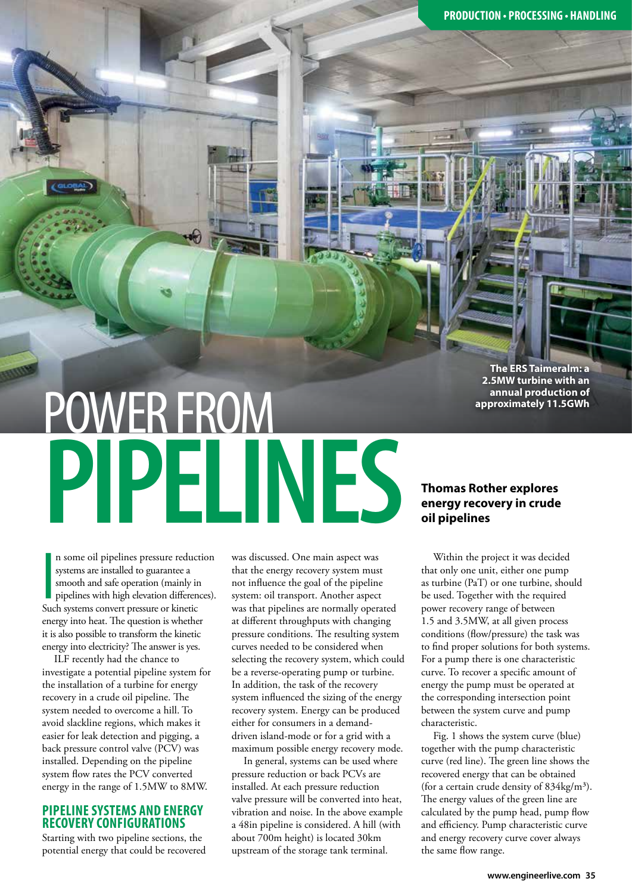The ERS Taimeralm: a 2.5MW turbine with an annual production of approximately 11.5GWh

# POWER FROM PIPELINES

**Thomas Rother explores energy recovery in crude oil pipelines**

In some oil pipelines pressure reduction systems are installed to guarantee a smooth and safe operation (mainly in pipelines with high elevation differences). Such systems convert pressure or kinetic energy into heat. The question is whether it is also possible to transform the kinetic energy into electricity? The answer is yes.

ILF recently had the chance to investigate a potential pipeline system for the installation of a turbine for energy recovery in a crude oil pipeline. The system needed to overcome a hill. To avoid slackline regions, which makes it easier for leak detection and pigging, a back pressure control valve (PCV) was installed. Depending on the pipeline system flow rates the PCV converted energy in the range of 1.5MW to 8MW.

## PIPELINE SYSTEMS AND ENERGY RECOVERY CONFIGURATIONS

Starting with two pipeline sections, the potential energy that could be recovered was discussed. One main aspect was that the energy recovery system must not influence the goal of the pipeline system: oil transport. Another aspect was that pipelines are normally operated at different throughputs with changing pressure conditions. The resulting system curves needed to be considered when selecting the recovery system, which could be a reverse-operating pump or turbine. In addition, the task of the recovery system influenced the sizing of the energy recovery system. Energy can be produced either for consumers in a demand-driven island-mode or for a grid with a maximum possible energy recovery mode.

In general, systems can be used where pressure reduction or back PCVs are installed. At each pressure reduction valve pressure will be converted into heat, vibration and noise. In the above example a 48in pipeline is considered. A hill (with about 700m height) is located 30km upstream of the storage tank terminal.

Within the project it was decided that only one unit, either one pump as turbine (PaT) or one turbine, should be used. Together with the required power recovery range of between 1.5 and 3.5MW, at all given process conditions (flow/pressure) the task was to find proper solutions for both systems. For a pump there is one characteristic curve. To recover a specific amount of energy the pump must be operated at the corresponding intersection point between the system curve and pump characteristic.

Fig. 1 shows the system curve (blue) together with the pump characteristic curve (red line). The green line shows the recovered energy that can be obtained (for a certain crude density of 834kg/m$^3$). The energy values of the green line are calculated by the pump head, pump flow and efficiency. Pump characteristic curve and energy recovery curve cover always the same flow range.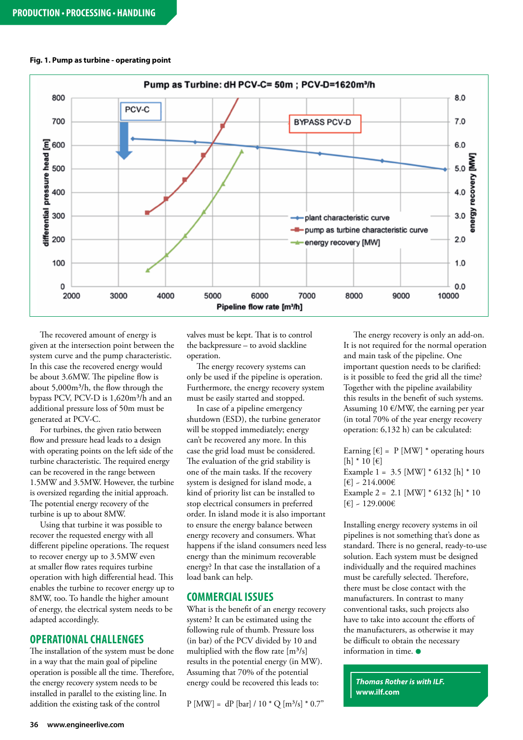Fig. 1. Pump as turbine - operating point

Pump as Turbine: dH PCV-C= 50m ; PCV-D=1620m³/h

PCV-C

BYPASS PCV-D

differential pressure head [m]

energy recovery [MW]

Pipeline flow rate [m³/h]

plant characteristic curve

pump as turbine characteristic curve

energy recovery [MW]

800 700 600 500 400 300 200 100 0

8.0 7.0 6.0 5.0 4.0 3.0 2.0 1.0 0.0

2000 3000 4000 5000 6000 7000 8000 9000 10000

The recovered amount of energy is given at the intersection point between the system curve and the pump characteristic. In this case the recovered energy would be about 3.6MW. The pipeline flow is about 5,000m³/h, the flow through the bypass PCV, PCV-D is 1,620m³/h and an additional pressure loss of 50m must be generated at PCV-C.

For turbines, the given ratio between flow and pressure head leads to a design with operating points on the left side of the turbine characteristic. The required energy can be recovered in the range between 1.5MW and 3.5MW. However, the turbine is oversized regarding the initial approach. The potential energy recovery of the turbine is up to about 8MW.

Using that turbine it was possible to recover the requested energy with all different pipeline operations. The request to recover energy up to 3.5MW even at smaller flow rates requires turbine operation with high differential head. This enables the turbine to recover energy up to 8MW, too. To handle the higher amount of energy, the electrical system needs to be adapted accordingly.

## OPERATIONAL CHALLENGES

The installation of the system must be done in a way that the main goal of pipeline operation is possible all the time. Therefore, the energy recovery system needs to be installed in parallel to the existing line. In addition the existing task of the control valves must be kept. That is to control the backpressure – to avoid slackline operation.

The energy recovery systems can only be used if the pipeline is operation. Furthermore, the energy recovery system must be easily started and stopped.

In case of a pipeline emergency shutdown (ESD), the turbine generator will be stopped immediately; energy can't be recovered any more. In this case the grid load must be considered. The evaluation of the grid stability is one of the main tasks. If the recovery system is designed for island mode, a kind of priority list can be installed to stop electrical consumers in preferred order. In island mode it is also important to ensure the energy balance between energy recovery and consumers. What happens if the island consumers need less energy than the minimum recoverable energy? In that case the installation of a load bank can help.

## COMMERCIAL ISSUES

What is the benefit of an energy recovery system? It can be estimated using the following rule of thumb. Pressure loss (in bar) of the PCV divided by 10 and multiplied with the flow rate [m³/s] results in the potential energy (in MW). Assuming that 70% of the potential energy could be recovered this leads to:

P [MW] = dP [bar] / 10 * Q [m³/s] * 0.7"

The energy recovery is only an add-on. It is not required for the normal operation and main task of the pipeline. One important question needs to be clarified: is it possible to feed the grid all the time? Together with the pipeline availability this results in the benefit of such systems. Assuming 10 €/MW, the earning per year (in total 70% of the year energy recovery operation: 6,132 h) can be calculated:

Earning [€] = P [MW] * operating hours [h] * 10 [€]
Example 1 = 3.5 [MW] * 6132 [h] * 10 [€] ~ 214.000€
Example 2 = 2.1 [MW] * 6132 [h] * 10 [€] ~ 129.000€

Installing energy recovery systems in oil pipelines is not something that's done as standard. There is no general, ready-to-use solution. Each system must be designed individually and the required machines must be carefully selected. Therefore, there must be close contact with the manufacturers. In contrast to many conventional tasks, such projects also have to take into account the efforts of the manufacturers, as otherwise it may be difficult to obtain the necessary information in time. ●

***Thomas Rother is with ILF.***
***www.ilf.com***